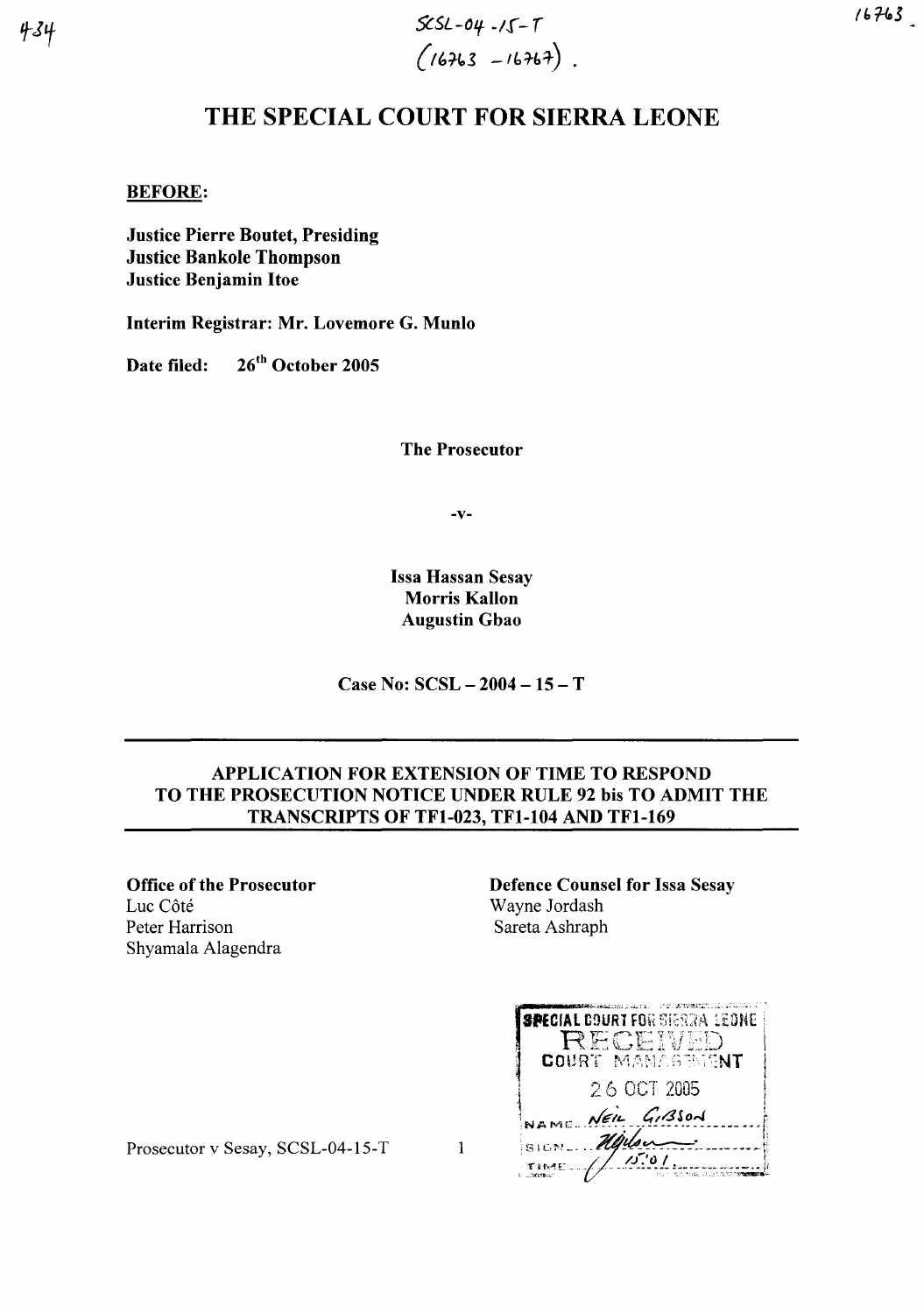SCSL-04-15-T
(16763 – 16767).

# THE SPECIAL COURT FOR SIERRA LEONE

**BEFORE:**

**Justice Pierre Boutet, Presiding**
**Justice Bankole Thompson**
**Justice Benjamin Itoe**

**Interim Registrar: Mr. Lovemore G. Munlo**

**Date filed: 26th October 2005**

**The Prosecutor**

**-v-**

**Issa Hassan Sesay**
**Morris Kallon**
**Augustin Gbao**

**Case No: SCSL – 2004 – 15 – T**

---

**APPLICATION FOR EXTENSION OF TIME TO RESPOND TO THE PROSECUTION NOTICE UNDER RULE 92 bis TO ADMIT THE TRANSCRIPTS OF TF1-023, TF1-104 AND TF1-169**

---

**Office of the Prosecutor**
Luc Côté
Peter Harrison
Shyamala Alagendra

**Defence Counsel for Issa Sesay**
Wayne Jordash
Sareta Ashraph

SPECIAL COURT FOR SIERRA LEONE
RECEIVED
COURT MANAGEMENT
26 OCT 2005
NAME: NEIL GIBSON
SIGN: 
TIME: 15:01

Prosecutor v Sesay, SCSL-04-15-T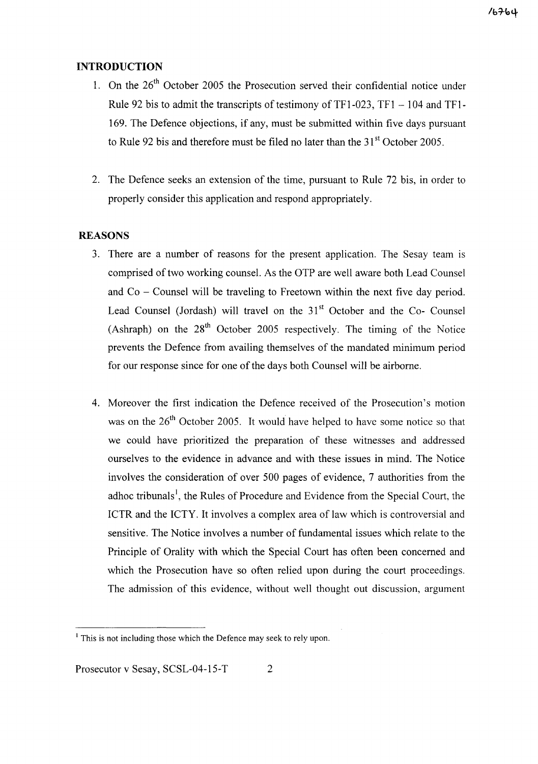## INTRODUCTION

1. On the 26th October 2005 the Prosecution served their confidential notice under Rule 92 bis to admit the transcripts of testimony of TF1-023, TF1 – 104 and TF1-169. The Defence objections, if any, must be submitted within five days pursuant to Rule 92 bis and therefore must be filed no later than the 31st October 2005.

2. The Defence seeks an extension of the time, pursuant to Rule 72 bis, in order to properly consider this application and respond appropriately.

## REASONS

3. There are a number of reasons for the present application. The Sesay team is comprised of two working counsel. As the OTP are well aware both Lead Counsel and Co – Counsel will be traveling to Freetown within the next five day period. Lead Counsel (Jordash) will travel on the 31st October and the Co- Counsel (Ashraph) on the 28th October 2005 respectively. The timing of the Notice prevents the Defence from availing themselves of the mandated minimum period for our response since for one of the days both Counsel will be airborne.

4. Moreover the first indication the Defence received of the Prosecution's motion was on the 26th October 2005. It would have helped to have some notice so that we could have prioritized the preparation of these witnesses and addressed ourselves to the evidence in advance and with these issues in mind. The Notice involves the consideration of over 500 pages of evidence, 7 authorities from the adhoc tribunals[1], the Rules of Procedure and Evidence from the Special Court, the ICTR and the ICTY. It involves a complex area of law which is controversial and sensitive. The Notice involves a number of fundamental issues which relate to the Principle of Orality with which the Special Court has often been concerned and which the Prosecution have so often relied upon during the court proceedings. The admission of this evidence, without well thought out discussion, argument

[1] This is not including those which the Defence may seek to rely upon.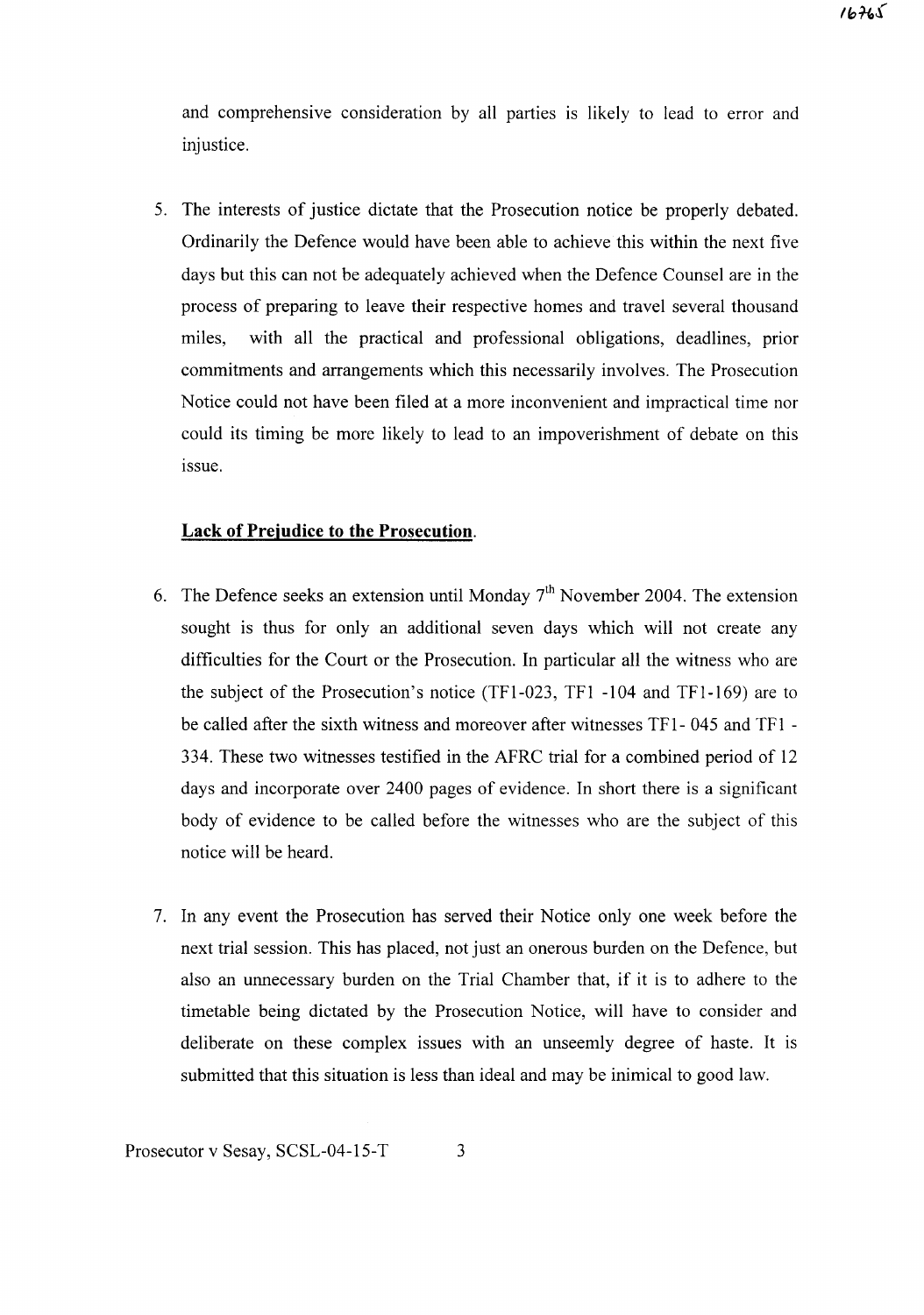and comprehensive consideration by all parties is likely to lead to error and injustice.

5. The interests of justice dictate that the Prosecution notice be properly debated. Ordinarily the Defence would have been able to achieve this within the next five days but this can not be adequately achieved when the Defence Counsel are in the process of preparing to leave their respective homes and travel several thousand miles, with all the practical and professional obligations, deadlines, prior commitments and arrangements which this necessarily involves. The Prosecution Notice could not have been filed at a more inconvenient and impractical time nor could its timing be more likely to lead to an impoverishment of debate on this issue.

**Lack of Prejudice to the Prosecution.**

6. The Defence seeks an extension until Monday 7th November 2004. The extension sought is thus for only an additional seven days which will not create any difficulties for the Court or the Prosecution. In particular all the witness who are the subject of the Prosecution's notice (TF1-023, TF1 -104 and TF1-169) are to be called after the sixth witness and moreover after witnesses TF1- 045 and TF1 - 334. These two witnesses testified in the AFRC trial for a combined period of 12 days and incorporate over 2400 pages of evidence. In short there is a significant body of evidence to be called before the witnesses who are the subject of this notice will be heard.

7. In any event the Prosecution has served their Notice only one week before the next trial session. This has placed, not just an onerous burden on the Defence, but also an unnecessary burden on the Trial Chamber that, if it is to adhere to the timetable being dictated by the Prosecution Notice, will have to consider and deliberate on these complex issues with an unseemly degree of haste. It is submitted that this situation is less than ideal and may be inimical to good law.

Prosecutor v Sesay, SCSL-04-15-T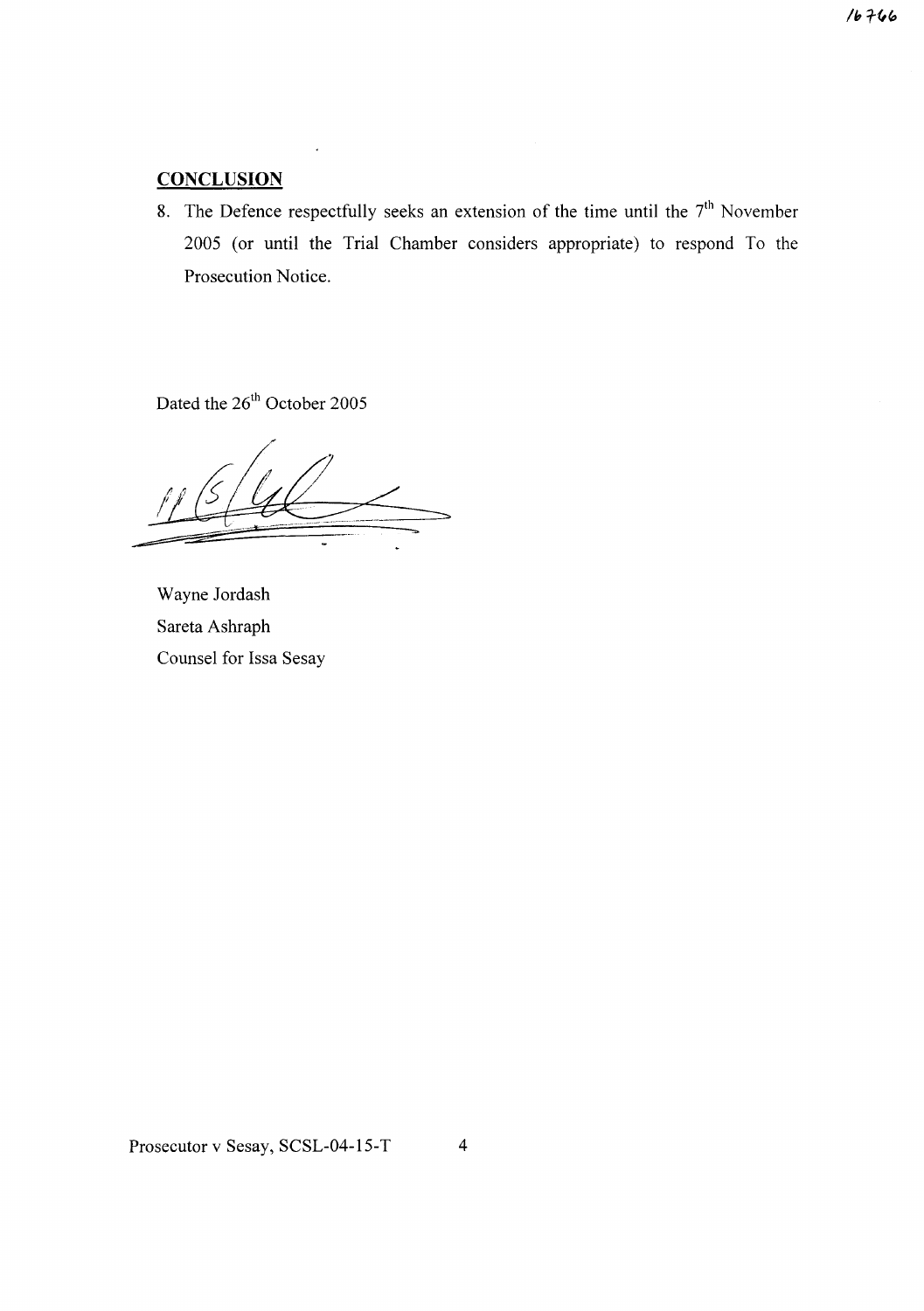## CONCLUSION

8. The Defence respectfully seeks an extension of the time until the 7th November 2005 (or until the Trial Chamber considers appropriate) to respond To the Prosecution Notice.

Dated the 26th October 2005

Wayne Jordash
Sareta Ashraph
Counsel for Issa Sesay

Prosecutor v Sesay, SCSL-04-15-T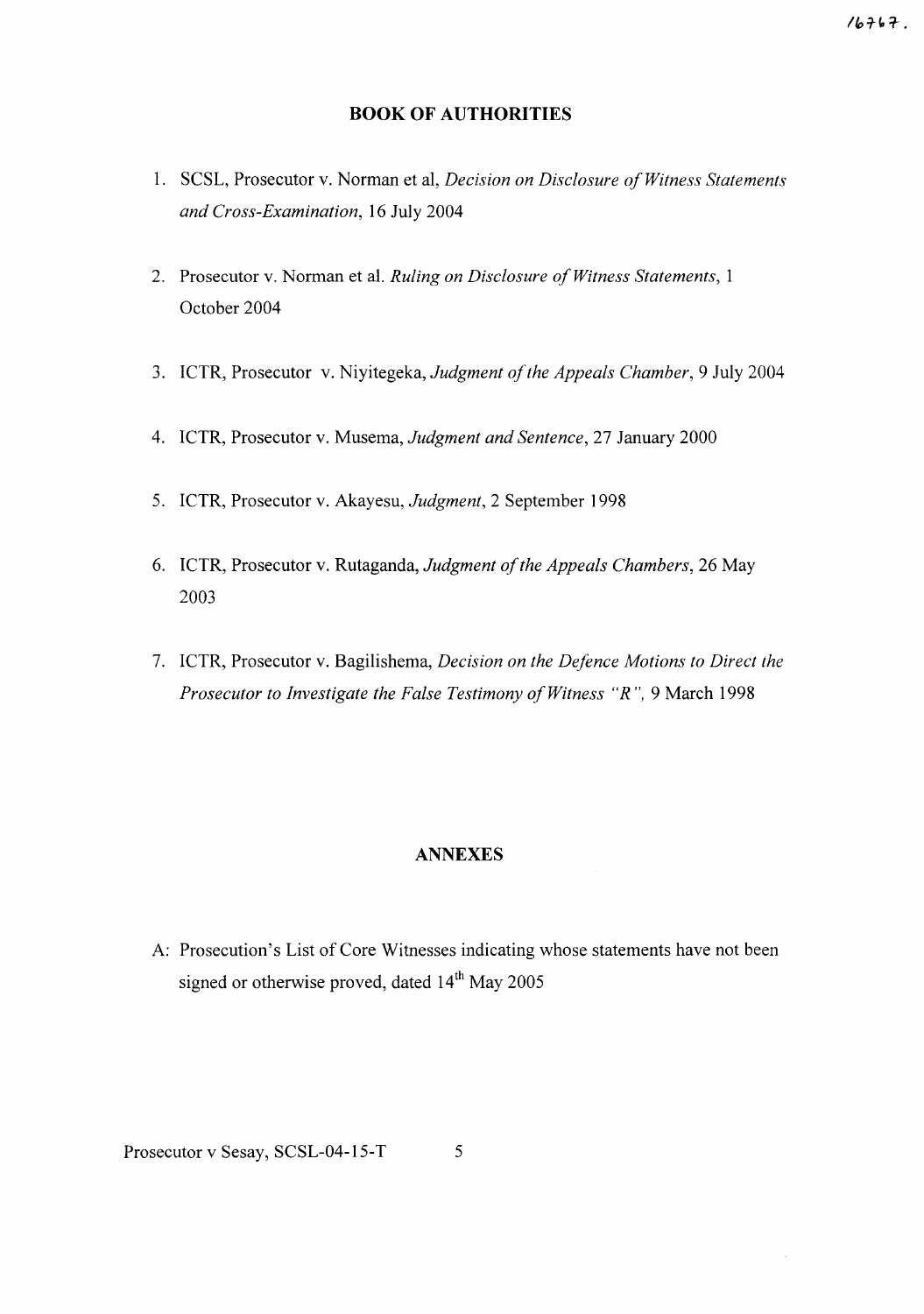## BOOK OF AUTHORITIES

1. SCSL, Prosecutor v. Norman et al, *Decision on Disclosure of Witness Statements and Cross-Examination*, 16 July 2004

2. Prosecutor v. Norman et al. *Ruling on Disclosure of Witness Statements*, 1 October 2004

3. ICTR, Prosecutor v. Niyitegeka, *Judgment of the Appeals Chamber*, 9 July 2004

4. ICTR, Prosecutor v. Musema, *Judgment and Sentence*, 27 January 2000

5. ICTR, Prosecutor v. Akayesu, *Judgment*, 2 September 1998

6. ICTR, Prosecutor v. Rutaganda, *Judgment of the Appeals Chambers*, 26 May 2003

7. ICTR, Prosecutor v. Bagilishema, *Decision on the Defence Motions to Direct the Prosecutor to Investigate the False Testimony of Witness "R"*, 9 March 1998

## ANNEXES

A: Prosecution's List of Core Witnesses indicating whose statements have not been signed or otherwise proved, dated 14th May 2005